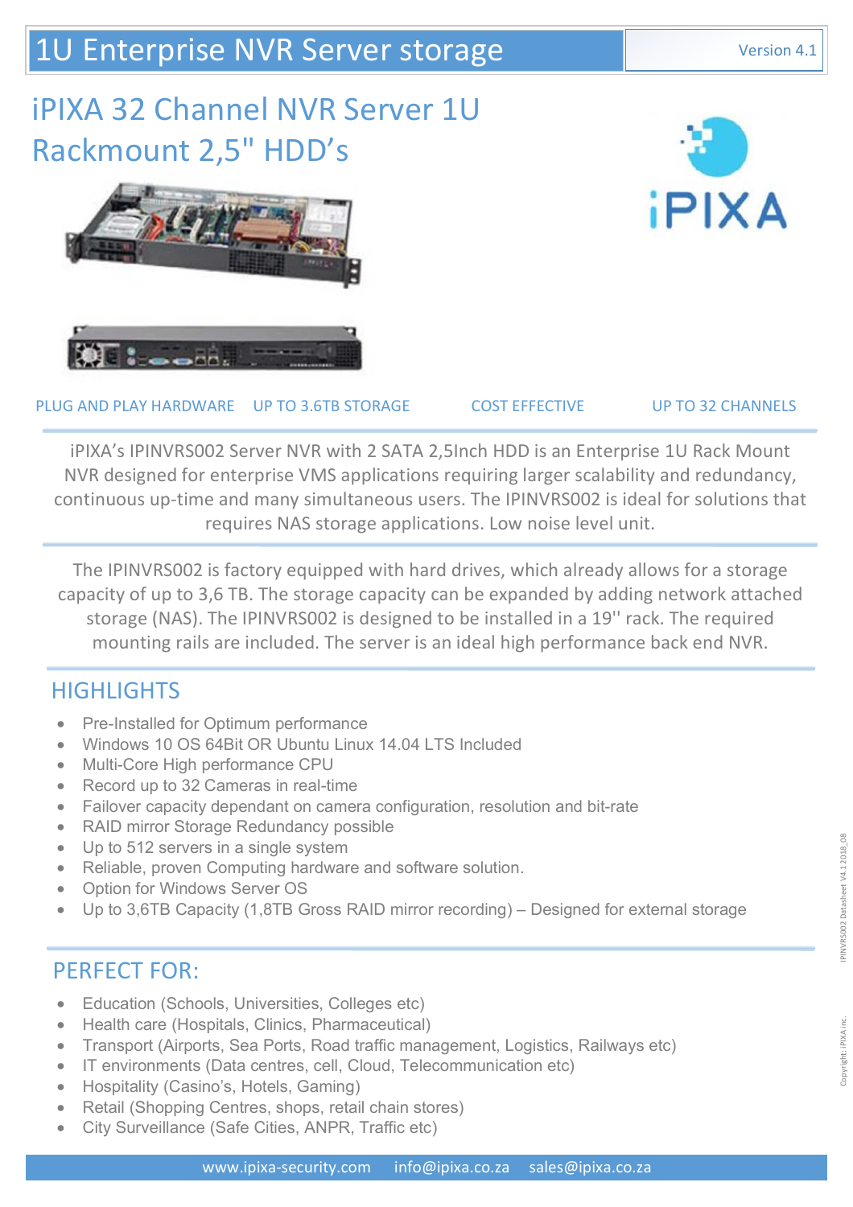# 1U Enterprise NVR Server storage

Version 4.1

## iPIXA 32 Channel NVR Server 1U Rackmount 2,5" HDD's

iPIXA

PLUG AND PLAY HARDWARE UP TO 3.6TB STORAGE COST EFFECTIVE UP TO 32 CHANNELS

iPIXA's IPINVRS002 Server NVR with 2 SATA 2,5Inch HDD is an Enterprise 1U Rack Mount NVR designed for enterprise VMS applications requiring larger scalability and redundancy, continuous up-time and many simultaneous users. The IPINVRS002 is ideal for solutions that requires NAS storage applications. Low noise level unit.

The IPINVRS002 is factory equipped with hard drives, which already allows for a storage capacity of up to 3,6 TB. The storage capacity can be expanded by adding network attached storage (NAS). The IPINVRS002 is designed to be installed in a 19'' rack. The required mounting rails are included. The server is an ideal high performance back end NVR.

## HIGHLIGHTS

- Pre-Installed for Optimum performance
- Windows 10 OS 64Bit OR Ubuntu Linux 14.04 LTS Included
- Multi-Core High performance CPU
- Record up to 32 Cameras in real-time
- Failover capacity dependant on camera configuration, resolution and bit-rate
- RAID mirror Storage Redundancy possible
- Up to 512 servers in a single system
- Reliable, proven Computing hardware and software solution.
- Option for Windows Server OS
- Up to 3,6TB Capacity (1,8TB Gross RAID mirror recording) – Designed for external storage

## PERFECT FOR:

- Education (Schools, Universities, Colleges etc)
- Health care (Hospitals, Clinics, Pharmaceutical)
- Transport (Airports, Sea Ports, Road traffic management, Logistics, Railways etc)
- IT environments (Data centres, cell, Cloud, Telecommunication etc)
- Hospitality (Casino's, Hotels, Gaming)
- Retail (Shopping Centres, shops, retail chain stores)
- City Surveillance (Safe Cities, ANPR, Traffic etc)

www.ipixa-security.com info@ipixa.co.za sales@ipixa.co.za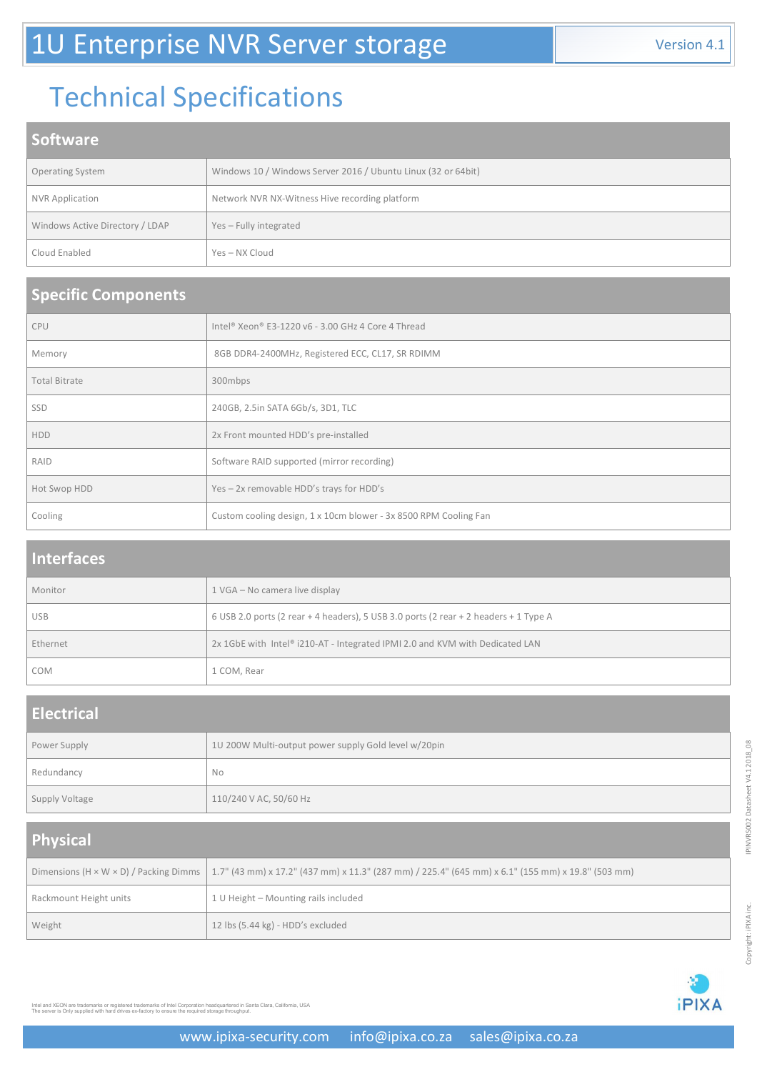# 1U Enterprise NVR Server storage

Version 4.1

## Technical Specifications

| Software | |
|---|---|
| Operating System | Windows 10 / Windows Server 2016 / Ubuntu Linux (32 or 64bit) |
| NVR Application | Network NVR NX-Witness Hive recording platform |
| Windows Active Directory / LDAP | Yes – Fully integrated |
| Cloud Enabled | Yes – NX Cloud |

| Specific Components | |
|---|---|
| CPU | Intel® Xeon® E3-1220 v6 - 3.00 GHz 4 Core 4 Thread |
| Memory | 8GB DDR4-2400MHz, Registered ECC, CL17, SR RDIMM |
| Total Bitrate | 300mbps |
| SSD | 240GB, 2.5in SATA 6Gb/s, 3D1, TLC |
| HDD | 2x Front mounted HDD's pre-installed |
| RAID | Software RAID supported (mirror recording) |
| Hot Swop HDD | Yes – 2x removable HDD's trays for HDD's |
| Cooling | Custom cooling design, 1 x 10cm blower - 3x 8500 RPM Cooling Fan |

| Interfaces | |
|---|---|
| Monitor | 1 VGA – No camera live display |
| USB | 6 USB 2.0 ports (2 rear + 4 headers), 5 USB 3.0 ports (2 rear + 2 headers + 1 Type A |
| Ethernet | 2x 1GbE with Intel® i210-AT - Integrated IPMI 2.0 and KVM with Dedicated LAN |
| COM | 1 COM, Rear |

| Electrical | |
|---|---|
| Power Supply | 1U 200W Multi-output power supply Gold level w/20pin |
| Redundancy | No |
| Supply Voltage | 110/240 V AC, 50/60 Hz |

| Physical | |
|---|---|
| Dimensions (H × W × D) / Packing Dimms | 1.7" (43 mm) x 17.2" (437 mm) x 11.3" (287 mm) / 225.4" (645 mm) x 6.1" (155 mm) x 19.8" (503 mm) |
| Rackmount Height units | 1 U Height – Mounting rails included |
| Weight | 12 lbs (5.44 kg) - HDD's excluded |

Intel and XEON are trademarks or registered trademarks of Intel Corporation headquartered in Santa Clara, California, USA
The server is Only supplied with hard drives ex-factory to ensure the required storage throughput.

IPINVRS002 Datasheet V4.1 2018_08

Copyright: iPIXA inc.

www.ipixa-security.com info@ipixa.co.za sales@ipixa.co.za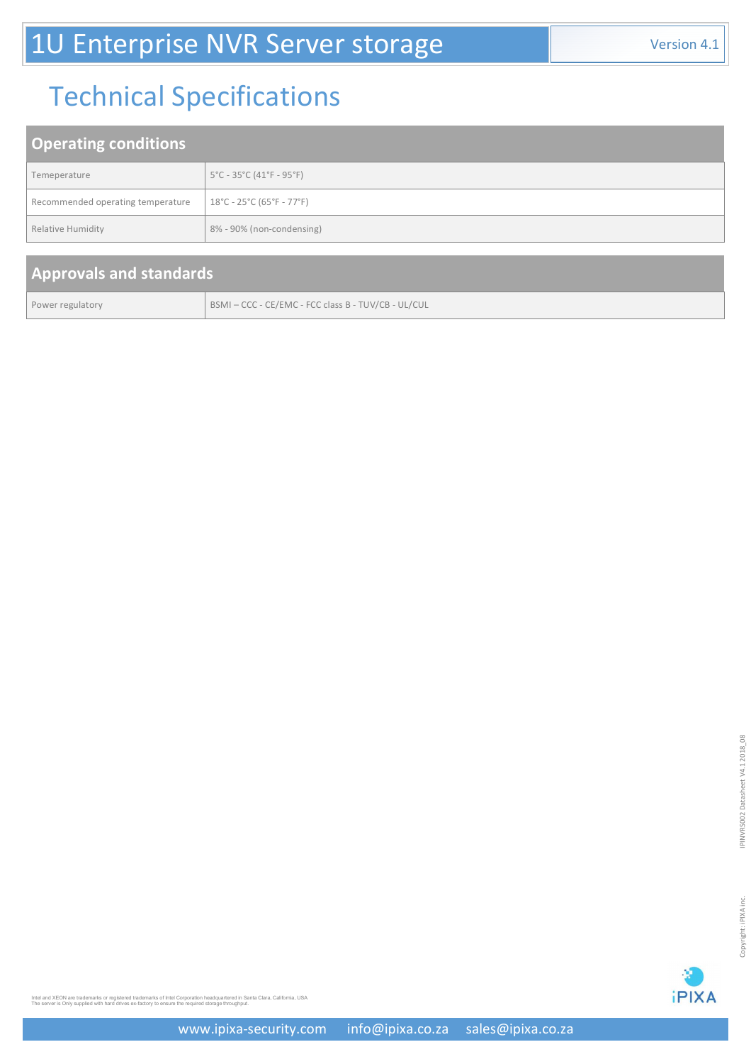# Technical Specifications

| Operating conditions | |
|---|---|
| Temeperature | 5°C - 35°C (41°F - 95°F) |
| Recommended operating temperature | 18°C - 25°C (65°F - 77°F) |
| Relative Humidity | 8% - 90% (non-condensing) |

| Approvals and standards | |
|---|---|
| Power regulatory | BSMI – CCC - CE/EMC - FCC class B - TUV/CB - UL/CUL |

Intel and XEON are trademarks or registered trademarks of Intel Corporation headquartered in Santa Clara, California, USA
The server is Only supplied with hard drives ex-factory to ensure the required storage throughput.